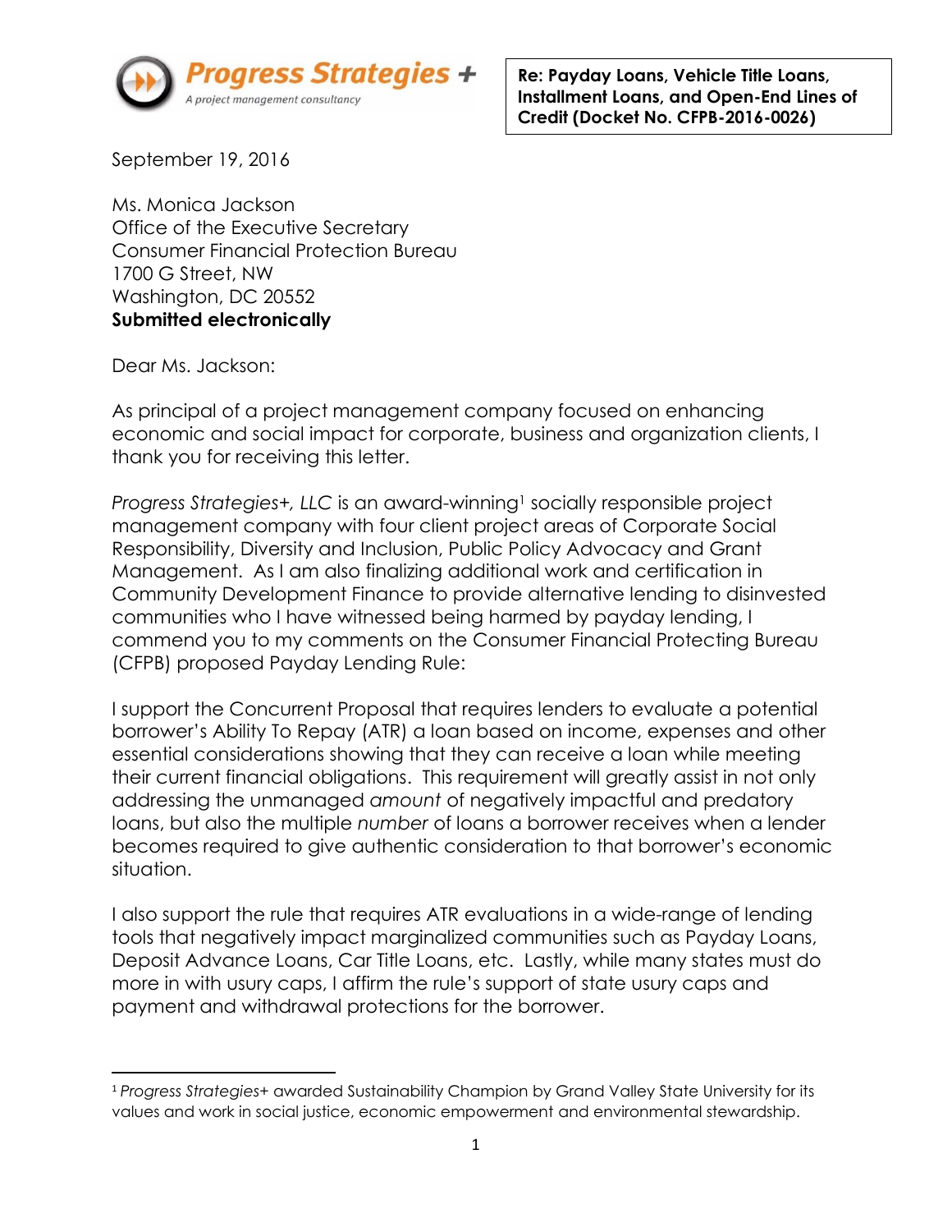**Progress Strategies +**
A project management consultancy

**Re: Payday Loans, Vehicle Title Loans, Installment Loans, and Open-End Lines of Credit (Docket No. CFPB-2016-0026)**

September 19, 2016

Ms. Monica Jackson
Office of the Executive Secretary
Consumer Financial Protection Bureau
1700 G Street, NW
Washington, DC 20552
**Submitted electronically**

Dear Ms. Jackson:

As principal of a project management company focused on enhancing economic and social impact for corporate, business and organization clients, I thank you for receiving this letter.

*Progress Strategies+, LLC* is an award-winning[1] socially responsible project management company with four client project areas of Corporate Social Responsibility, Diversity and Inclusion, Public Policy Advocacy and Grant Management. As I am also finalizing additional work and certification in Community Development Finance to provide alternative lending to disinvested communities who I have witnessed being harmed by payday lending, I commend you to my comments on the Consumer Financial Protecting Bureau (CFPB) proposed Payday Lending Rule:

I support the Concurrent Proposal that requires lenders to evaluate a potential borrower's Ability To Repay (ATR) a loan based on income, expenses and other essential considerations showing that they can receive a loan while meeting their current financial obligations. This requirement will greatly assist in not only addressing the unmanaged *amount* of negatively impactful and predatory loans, but also the multiple *number* of loans a borrower receives when a lender becomes required to give authentic consideration to that borrower's economic situation.

I also support the rule that requires ATR evaluations in a wide-range of lending tools that negatively impact marginalized communities such as Payday Loans, Deposit Advance Loans, Car Title Loans, etc. Lastly, while many states must do more in with usury caps, I affirm the rule's support of state usury caps and payment and withdrawal protections for the borrower.

[1] *Progress Strategies+* awarded Sustainability Champion by Grand Valley State University for its values and work in social justice, economic empowerment and environmental stewardship.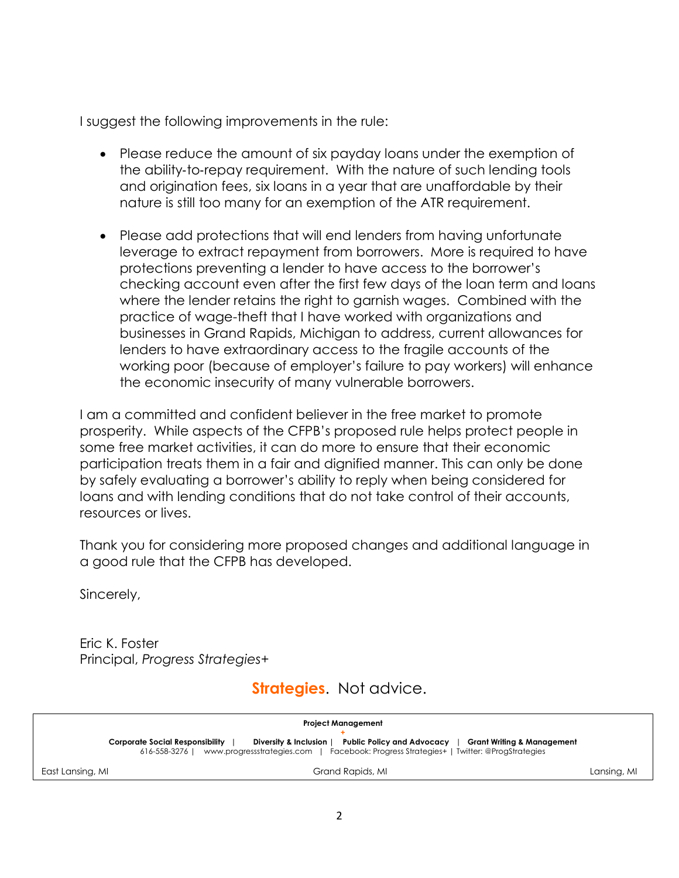I suggest the following improvements in the rule:

- Please reduce the amount of six payday loans under the exemption of the ability-to-repay requirement. With the nature of such lending tools and origination fees, six loans in a year that are unaffordable by their nature is still too many for an exemption of the ATR requirement.

- Please add protections that will end lenders from having unfortunate leverage to extract repayment from borrowers. More is required to have protections preventing a lender to have access to the borrower's checking account even after the first few days of the loan term and loans where the lender retains the right to garnish wages. Combined with the practice of wage-theft that I have worked with organizations and businesses in Grand Rapids, Michigan to address, current allowances for lenders to have extraordinary access to the fragile accounts of the working poor (because of employer's failure to pay workers) will enhance the economic insecurity of many vulnerable borrowers.

I am a committed and confident believer in the free market to promote prosperity. While aspects of the CFPB's proposed rule helps protect people in some free market activities, it can do more to ensure that their economic participation treats them in a fair and dignified manner. This can only be done by safely evaluating a borrower's ability to reply when being considered for loans and with lending conditions that do not take control of their accounts, resources or lives.

Thank you for considering more proposed changes and additional language in a good rule that the CFPB has developed.

Sincerely,

Eric K. Foster
Principal, *Progress Strategies+*

**Strategies**. Not advice.

**Project Management**
**+**
**Corporate Social Responsibility** | **Diversity & Inclusion** | **Public Policy and Advocacy** | **Grant Writing & Management**
616-558-3276 | www.progressstrategies.com | Facebook: Progress Strategies+ | Twitter: @ProgStrategies

East Lansing, MI | Grand Rapids, MI | Lansing, MI